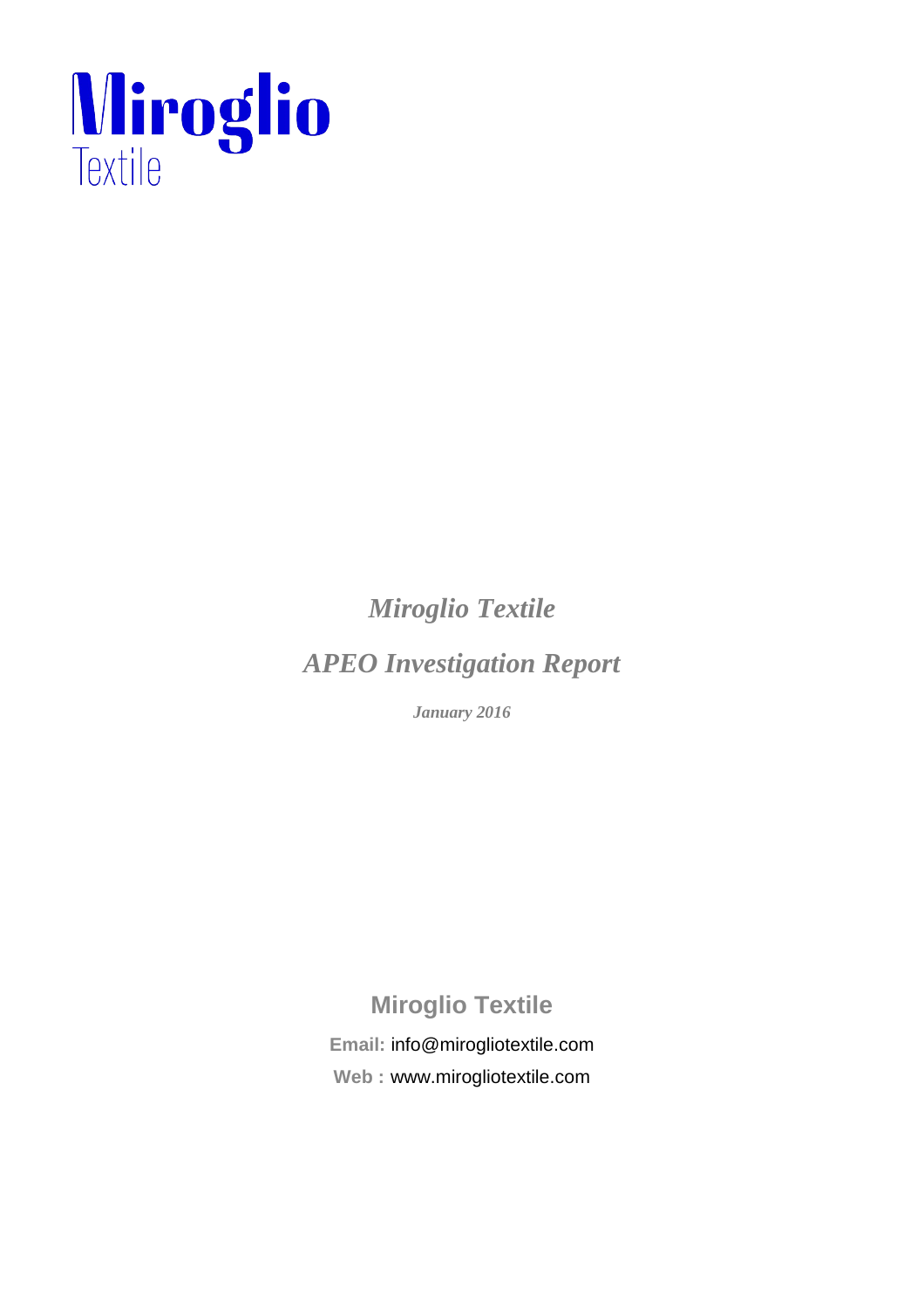Miroglio

Textile

# *Miroglio Textile*

# *APEO Investigation Report*

***January 2016***

**Miroglio Textile**

**Email:** info@mirogliotextile.com

**Web :** www.mirogliotextile.com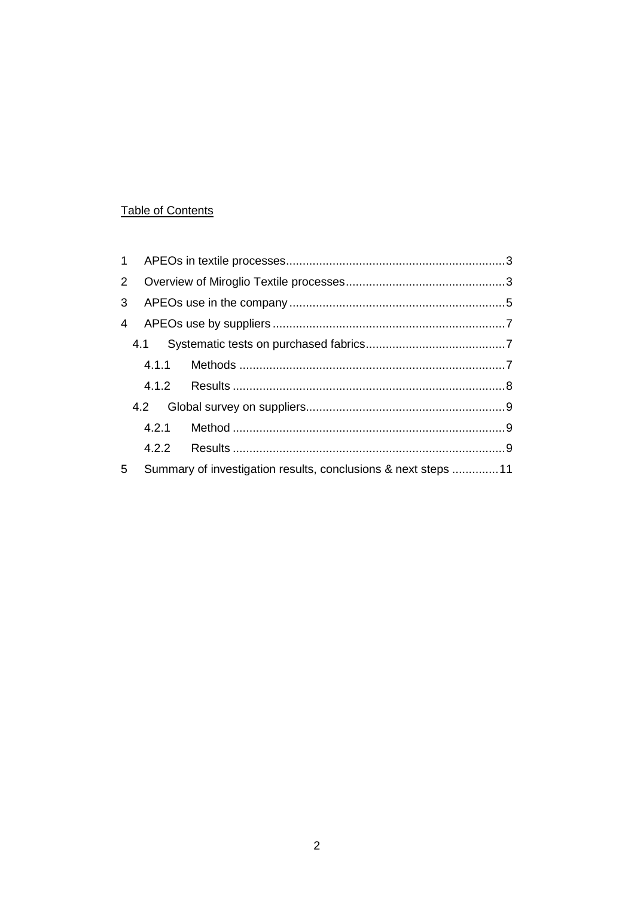Table of Contents

1 APEOs in textile processes .................................................................. 3
2 Overview of Miroglio Textile processes ................................................ 3
3 APEOs use in the company ................................................................. 5
4 APEOs use by suppliers ...................................................................... 7
  4.1 Systematic tests on purchased fabrics .......................................... 7
    4.1.1 Methods ................................................................................ 7
    4.1.2 Results .................................................................................. 8
  4.2 Global survey on suppliers ............................................................ 9
    4.2.1 Method .................................................................................. 9
    4.2.2 Results .................................................................................. 9
5 Summary of investigation results, conclusions & next steps ............. 11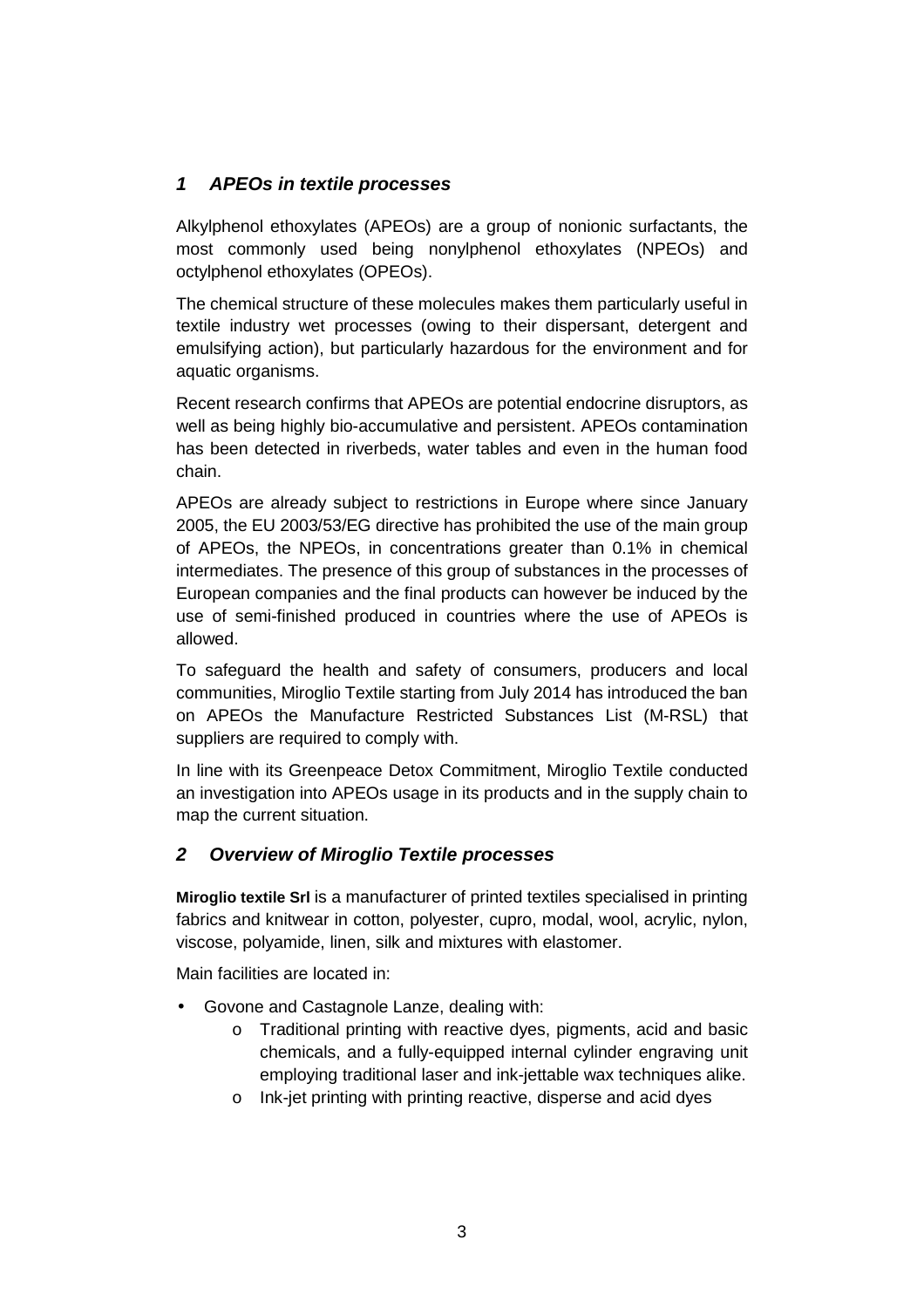## *1 APEOs in textile processes*

Alkylphenol ethoxylates (APEOs) are a group of nonionic surfactants, the most commonly used being nonylphenol ethoxylates (NPEOs) and octylphenol ethoxylates (OPEOs).

The chemical structure of these molecules makes them particularly useful in textile industry wet processes (owing to their dispersant, detergent and emulsifying action), but particularly hazardous for the environment and for aquatic organisms.

Recent research confirms that APEOs are potential endocrine disruptors, as well as being highly bio-accumulative and persistent. APEOs contamination has been detected in riverbeds, water tables and even in the human food chain.

APEOs are already subject to restrictions in Europe where since January 2005, the EU 2003/53/EG directive has prohibited the use of the main group of APEOs, the NPEOs, in concentrations greater than 0.1% in chemical intermediates. The presence of this group of substances in the processes of European companies and the final products can however be induced by the use of semi-finished produced in countries where the use of APEOs is allowed.

To safeguard the health and safety of consumers, producers and local communities, Miroglio Textile starting from July 2014 has introduced the ban on APEOs the Manufacture Restricted Substances List (M-RSL) that suppliers are required to comply with.

In line with its Greenpeace Detox Commitment, Miroglio Textile conducted an investigation into APEOs usage in its products and in the supply chain to map the current situation.

## *2 Overview of Miroglio Textile processes*

**Miroglio textile Srl** is a manufacturer of printed textiles specialised in printing fabrics and knitwear in cotton, polyester, cupro, modal, wool, acrylic, nylon, viscose, polyamide, linen, silk and mixtures with elastomer.

Main facilities are located in:

- Govone and Castagnole Lanze, dealing with:
  - Traditional printing with reactive dyes, pigments, acid and basic chemicals, and a fully-equipped internal cylinder engraving unit employing traditional laser and ink-jettable wax techniques alike.
  - Ink-jet printing with printing reactive, disperse and acid dyes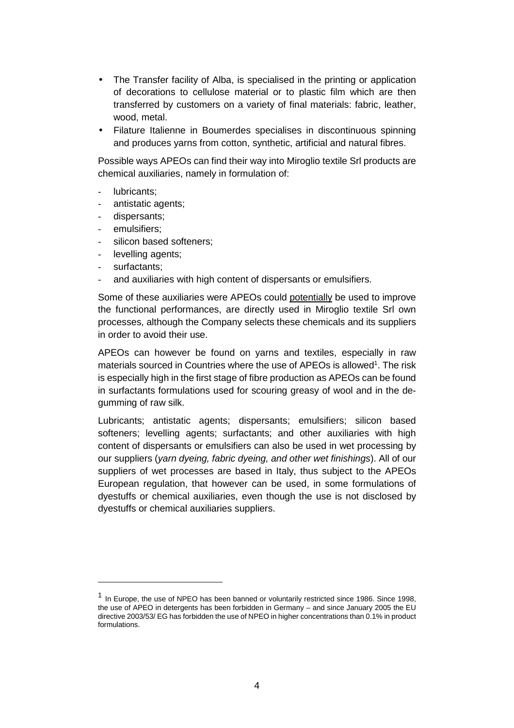- The Transfer facility of Alba, is specialised in the printing or application of decorations to cellulose material or to plastic film which are then transferred by customers on a variety of final materials: fabric, leather, wood, metal.
- Filature Italienne in Boumerdes specialises in discontinuous spinning and produces yarns from cotton, synthetic, artificial and natural fibres.

Possible ways APEOs can find their way into Miroglio textile Srl products are chemical auxiliaries, namely in formulation of:

- lubricants;
- antistatic agents;
- dispersants;
- emulsifiers;
- silicon based softeners;
- levelling agents;
- surfactants;
- and auxiliaries with high content of dispersants or emulsifiers.

Some of these auxiliaries were APEOs could potentially be used to improve the functional performances, are directly used in Miroglio textile Srl own processes, although the Company selects these chemicals and its suppliers in order to avoid their use.

APEOs can however be found on yarns and textiles, especially in raw materials sourced in Countries where the use of APEOs is allowed[1]. The risk is especially high in the first stage of fibre production as APEOs can be found in surfactants formulations used for scouring greasy of wool and in the de-gumming of raw silk.

Lubricants; antistatic agents; dispersants; emulsifiers; silicon based softeners; levelling agents; surfactants; and other auxiliaries with high content of dispersants or emulsifiers can also be used in wet processing by our suppliers (*yarn dyeing, fabric dyeing, and other wet finishings*). All of our suppliers of wet processes are based in Italy, thus subject to the APEOs European regulation, that however can be used, in some formulations of dyestuffs or chemical auxiliaries, even though the use is not disclosed by dyestuffs or chemical auxiliaries suppliers.

---

[1] In Europe, the use of NPEO has been banned or voluntarily restricted since 1986. Since 1998, the use of APEO in detergents has been forbidden in Germany – and since January 2005 the EU directive 2003/53/ EG has forbidden the use of NPEO in higher concentrations than 0.1% in product formulations.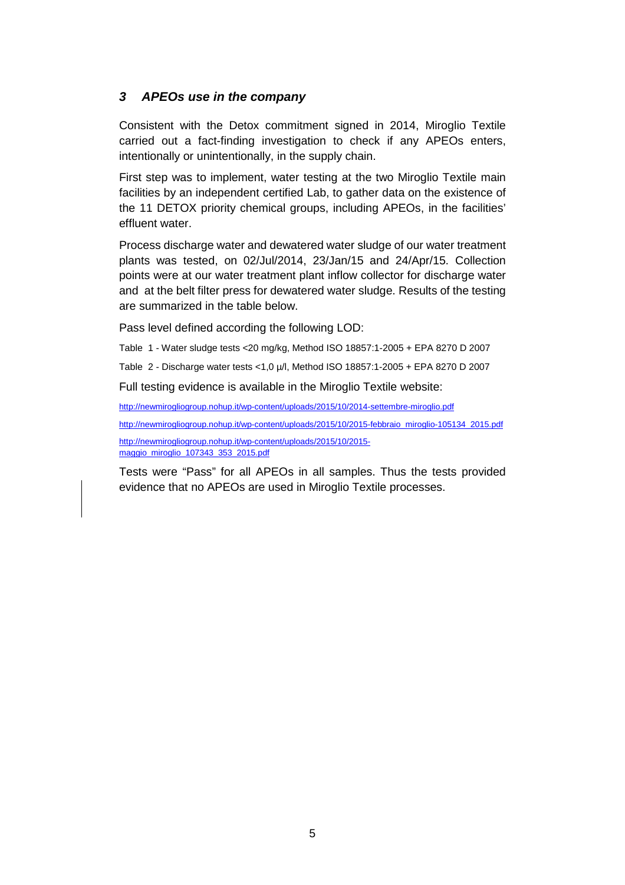## *3 APEOs use in the company*

Consistent with the Detox commitment signed in 2014, Miroglio Textile carried out a fact-finding investigation to check if any APEOs enters, intentionally or unintentionally, in the supply chain.

First step was to implement, water testing at the two Miroglio Textile main facilities by an independent certified Lab, to gather data on the existence of the 11 DETOX priority chemical groups, including APEOs, in the facilities' effluent water.

Process discharge water and dewatered water sludge of our water treatment plants was tested, on 02/Jul/2014, 23/Jan/15 and 24/Apr/15. Collection points were at our water treatment plant inflow collector for discharge water and at the belt filter press for dewatered water sludge. Results of the testing are summarized in the table below.

Pass level defined according the following LOD:

Table 1 - Water sludge tests <20 mg/kg, Method ISO 18857:1-2005 + EPA 8270 D 2007

Table 2 - Discharge water tests <1,0 µ/l, Method ISO 18857:1-2005 + EPA 8270 D 2007

Full testing evidence is available in the Miroglio Textile website:

http://newmirogliogroup.nohup.it/wp-content/uploads/2015/10/2014-settembre-miroglio.pdf

http://newmirogliogroup.nohup.it/wp-content/uploads/2015/10/2015-febbraio_miroglio-105134_2015.pdf

http://newmirogliogroup.nohup.it/wp-content/uploads/2015/10/2015-maggio_miroglio_107343_353_2015.pdf

Tests were "Pass" for all APEOs in all samples. Thus the tests provided evidence that no APEOs are used in Miroglio Textile processes.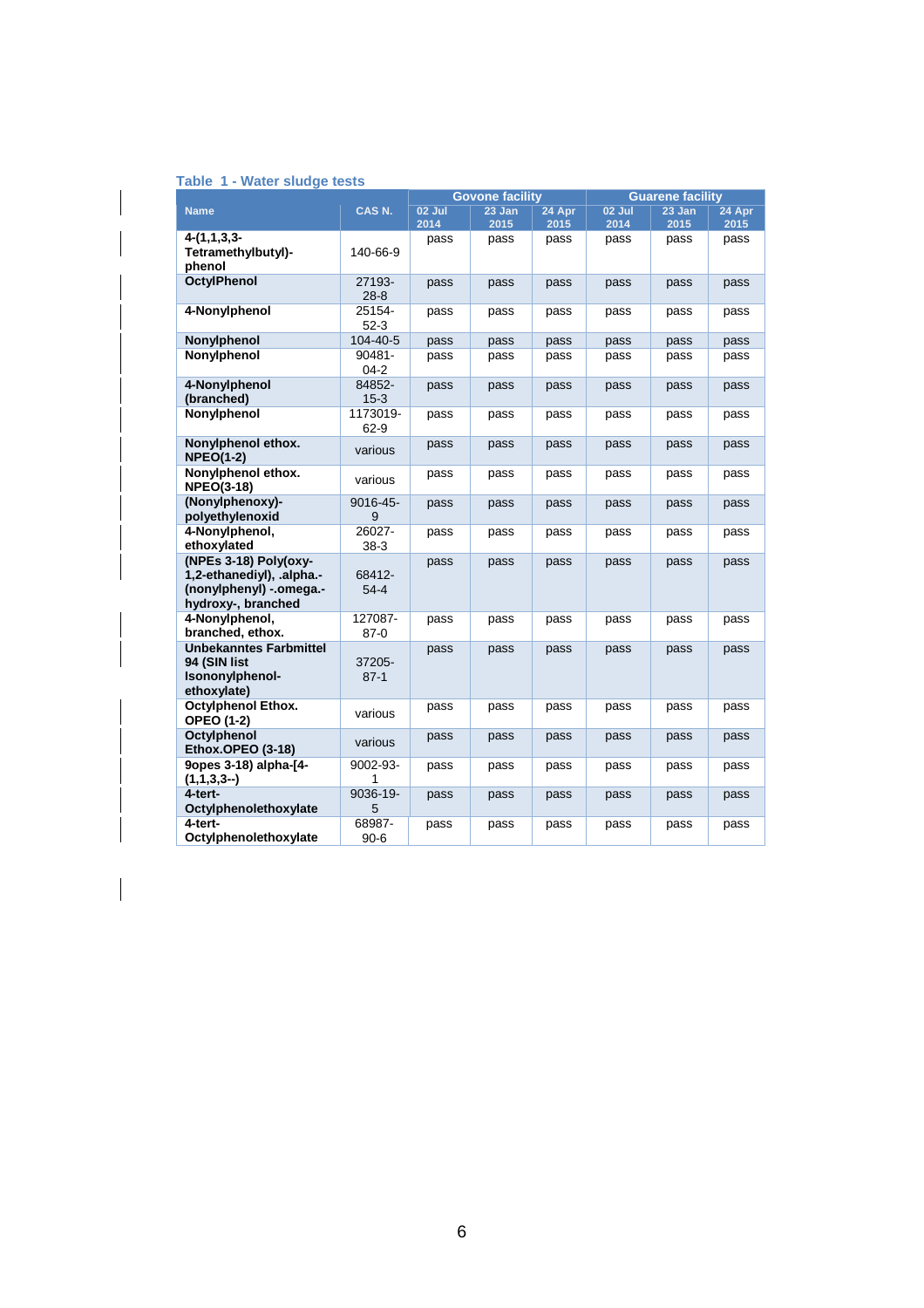### Table 1 - Water sludge tests

| Name | CAS N. | Govone facility | | | Guarene facility | | |
|---|---|---|---|---|---|---|---|
| | | 02 Jul 2014 | 23 Jan 2015 | 24 Apr 2015 | 02 Jul 2014 | 23 Jan 2015 | 24 Apr 2015 |
| **4-(1,1,3,3-Tetramethylbutyl)-phenol** | 140-66-9 | pass | pass | pass | pass | pass | pass |
| **OctylPhenol** | 27193-28-8 | pass | pass | pass | pass | pass | pass |
| **4-Nonylphenol** | 25154-52-3 | pass | pass | pass | pass | pass | pass |
| **Nonylphenol** | 104-40-5 | pass | pass | pass | pass | pass | pass |
| **Nonylphenol** | 90481-04-2 | pass | pass | pass | pass | pass | pass |
| **4-Nonylphenol (branched)** | 84852-15-3 | pass | pass | pass | pass | pass | pass |
| **Nonylphenol** | 1173019-62-9 | pass | pass | pass | pass | pass | pass |
| **Nonylphenol ethox. NPEO(1-2)** | various | pass | pass | pass | pass | pass | pass |
| **Nonylphenol ethox. NPEO(3-18)** | various | pass | pass | pass | pass | pass | pass |
| **(Nonylphenoxy)-polyethylenoxid** | 9016-45-9 | pass | pass | pass | pass | pass | pass |
| **4-Nonylphenol, ethoxylated** | 26027-38-3 | pass | pass | pass | pass | pass | pass |
| **(NPEs 3-18) Poly(oxy-1,2-ethanediyl), .alpha.-(nonylphenyl) -.omega.-hydroxy-, branched** | 68412-54-4 | pass | pass | pass | pass | pass | pass |
| **4-Nonylphenol, branched, ethox.** | 127087-87-0 | pass | pass | pass | pass | pass | pass |
| **Unbekanntes Farbmittel 94 (SIN list Isononylphenol-ethoxylate)** | 37205-87-1 | pass | pass | pass | pass | pass | pass |
| **Octylphenol Ethox. OPEO (1-2)** | various | pass | pass | pass | pass | pass | pass |
| **Octylphenol Ethox.OPEO (3-18)** | various | pass | pass | pass | pass | pass | pass |
| **9opes 3-18) alpha-[4-(1,1,3,3--)** | 9002-93-1 | pass | pass | pass | pass | pass | pass |
| **4-tert-Octylphenolethoxylate** | 9036-19-5 | pass | pass | pass | pass | pass | pass |
| **4-tert-Octylphenolethoxylate** | 68987-90-6 | pass | pass | pass | pass | pass | pass |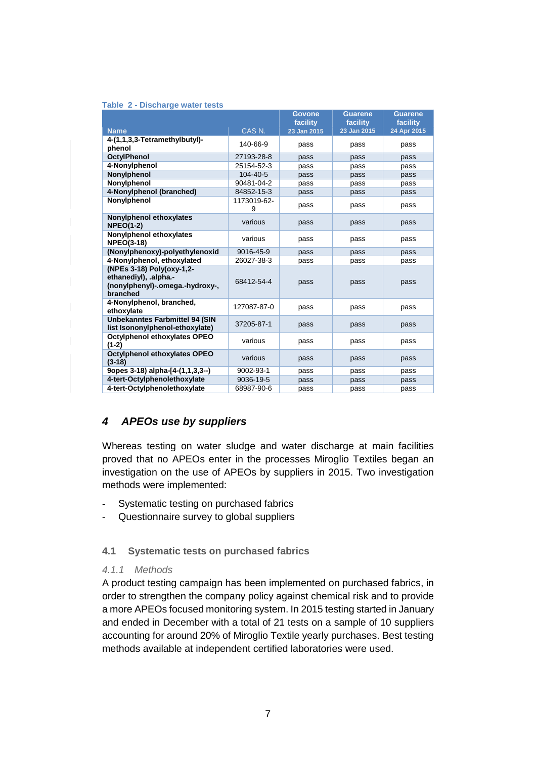Table 2 - Discharge water tests

| Name | CAS N. | Govone facility 23 Jan 2015 | Guarene facility 23 Jan 2015 | Guarene facility 24 Apr 2015 |
|---|---|---|---|---|
| **4-(1,1,3,3-Tetramethylbutyl)-phenol** | 140-66-9 | pass | pass | pass |
| **OctylPhenol** | 27193-28-8 | pass | pass | pass |
| **4-Nonylphenol** | 25154-52-3 | pass | pass | pass |
| **Nonylphenol** | 104-40-5 | pass | pass | pass |
| **Nonylphenol** | 90481-04-2 | pass | pass | pass |
| **4-Nonylphenol (branched)** | 84852-15-3 | pass | pass | pass |
| **Nonylphenol** | 1173019-62-9 | pass | pass | pass |
| **Nonylphenol ethoxylates NPEO(1-2)** | various | pass | pass | pass |
| **Nonylphenol ethoxylates NPEO(3-18)** | various | pass | pass | pass |
| **(Nonylphenoxy)-polyethylenoxid** | 9016-45-9 | pass | pass | pass |
| **4-Nonylphenol, ethoxylated** | 26027-38-3 | pass | pass | pass |
| **(NPEs 3-18) Poly(oxy-1,2-ethanediyl), .alpha.-(nonylphenyl)-.omega.-hydroxy-, branched** | 68412-54-4 | pass | pass | pass |
| **4-Nonylphenol, branched, ethoxylate** | 127087-87-0 | pass | pass | pass |
| **Unbekanntes Farbmittel 94 (SIN list Isononylphenol-ethoxylate)** | 37205-87-1 | pass | pass | pass |
| **Octylphenol ethoxylates OPEO (1-2)** | various | pass | pass | pass |
| **Octylphenol ethoxylates OPEO (3-18)** | various | pass | pass | pass |
| **9opes 3-18) alpha-[4-(1,1,3,3--)** | 9002-93-1 | pass | pass | pass |
| **4-tert-Octylphenolethoxylate** | 9036-19-5 | pass | pass | pass |
| **4-tert-Octylphenolethoxylate** | 68987-90-6 | pass | pass | pass |

## *4 APEOs use by suppliers*

Whereas testing on water sludge and water discharge at main facilities proved that no APEOs enter in the processes Miroglio Textiles began an investigation on the use of APEOs by suppliers in 2015. Two investigation methods were implemented:

- Systematic testing on purchased fabrics
- Questionnaire survey to global suppliers

### 4.1 Systematic tests on purchased fabrics

#### *4.1.1 Methods*

A product testing campaign has been implemented on purchased fabrics, in order to strengthen the company policy against chemical risk and to provide a more APEOs focused monitoring system. In 2015 testing started in January and ended in December with a total of 21 tests on a sample of 10 suppliers accounting for around 20% of Miroglio Textile yearly purchases. Best testing methods available at independent certified laboratories were used.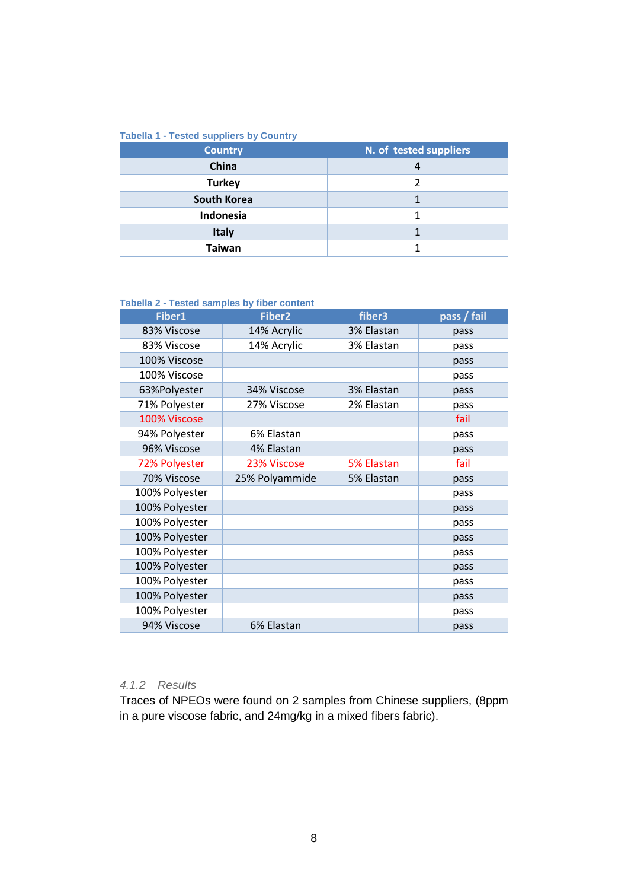Tabella 1 - Tested suppliers by Country

| Country | N. of tested suppliers |
|---|---|
| **China** | 4 |
| **Turkey** | 2 |
| **South Korea** | 1 |
| **Indonesia** | 1 |
| **Italy** | 1 |
| **Taiwan** | 1 |

Tabella 2 - Tested samples by fiber content

| Fiber1 | Fiber2 | fiber3 | pass / fail |
|---|---|---|---|
| 83% Viscose | 14% Acrylic | 3% Elastan | pass |
| 83% Viscose | 14% Acrylic | 3% Elastan | pass |
| 100% Viscose | | | pass |
| 100% Viscose | | | pass |
| 63%Polyester | 34% Viscose | 3% Elastan | pass |
| 71% Polyester | 27% Viscose | 2% Elastan | pass |
| 100% Viscose | | | fail |
| 94% Polyester | 6% Elastan | | pass |
| 96% Viscose | 4% Elastan | | pass |
| 72% Polyester | 23% Viscose | 5% Elastan | fail |
| 70% Viscose | 25% Polyammide | 5% Elastan | pass |
| 100% Polyester | | | pass |
| 100% Polyester | | | pass |
| 100% Polyester | | | pass |
| 100% Polyester | | | pass |
| 100% Polyester | | | pass |
| 100% Polyester | | | pass |
| 100% Polyester | | | pass |
| 100% Polyester | | | pass |
| 100% Polyester | | | pass |
| 94% Viscose | 6% Elastan | | pass |

#### *4.1.2 Results*

Traces of NPEOs were found on 2 samples from Chinese suppliers, (8ppm in a pure viscose fabric, and 24mg/kg in a mixed fibers fabric).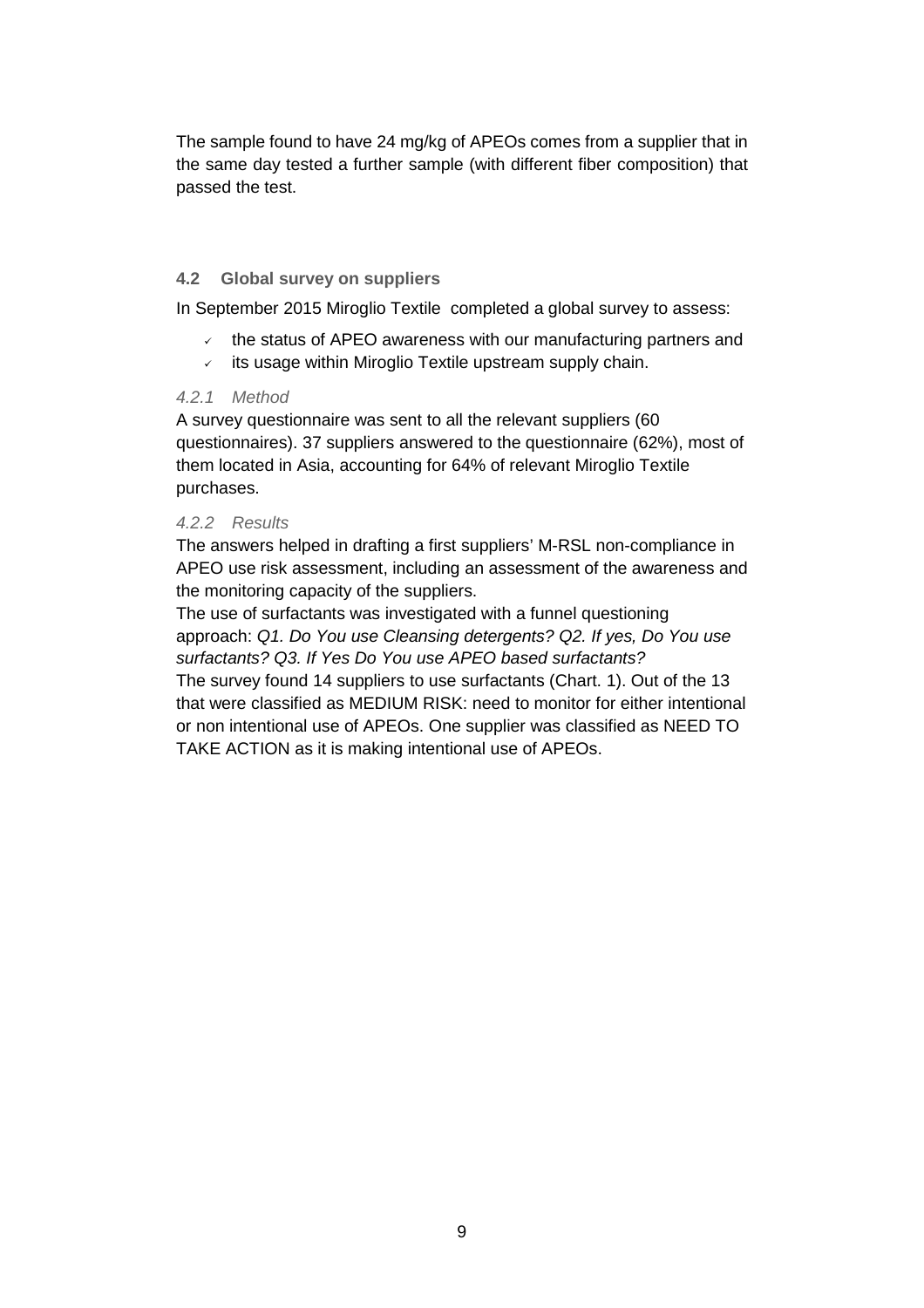The sample found to have 24 mg/kg of APEOs comes from a supplier that in the same day tested a further sample (with different fiber composition) that passed the test.

### 4.2 Global survey on suppliers

In September 2015 Miroglio Textile completed a global survey to assess:

- ✓ the status of APEO awareness with our manufacturing partners and
- ✓ its usage within Miroglio Textile upstream supply chain.

#### *4.2.1 Method*

A survey questionnaire was sent to all the relevant suppliers (60 questionnaires). 37 suppliers answered to the questionnaire (62%), most of them located in Asia, accounting for 64% of relevant Miroglio Textile purchases.

#### *4.2.2 Results*

The answers helped in drafting a first suppliers' M-RSL non-compliance in APEO use risk assessment, including an assessment of the awareness and the monitoring capacity of the suppliers.

The use of surfactants was investigated with a funnel questioning approach: *Q1. Do You use Cleansing detergents? Q2. If yes, Do You use surfactants? Q3. If Yes Do You use APEO based surfactants?*

The survey found 14 suppliers to use surfactants (Chart. 1). Out of the 13 that were classified as MEDIUM RISK: need to monitor for either intentional or non intentional use of APEOs. One supplier was classified as NEED TO TAKE ACTION as it is making intentional use of APEOs.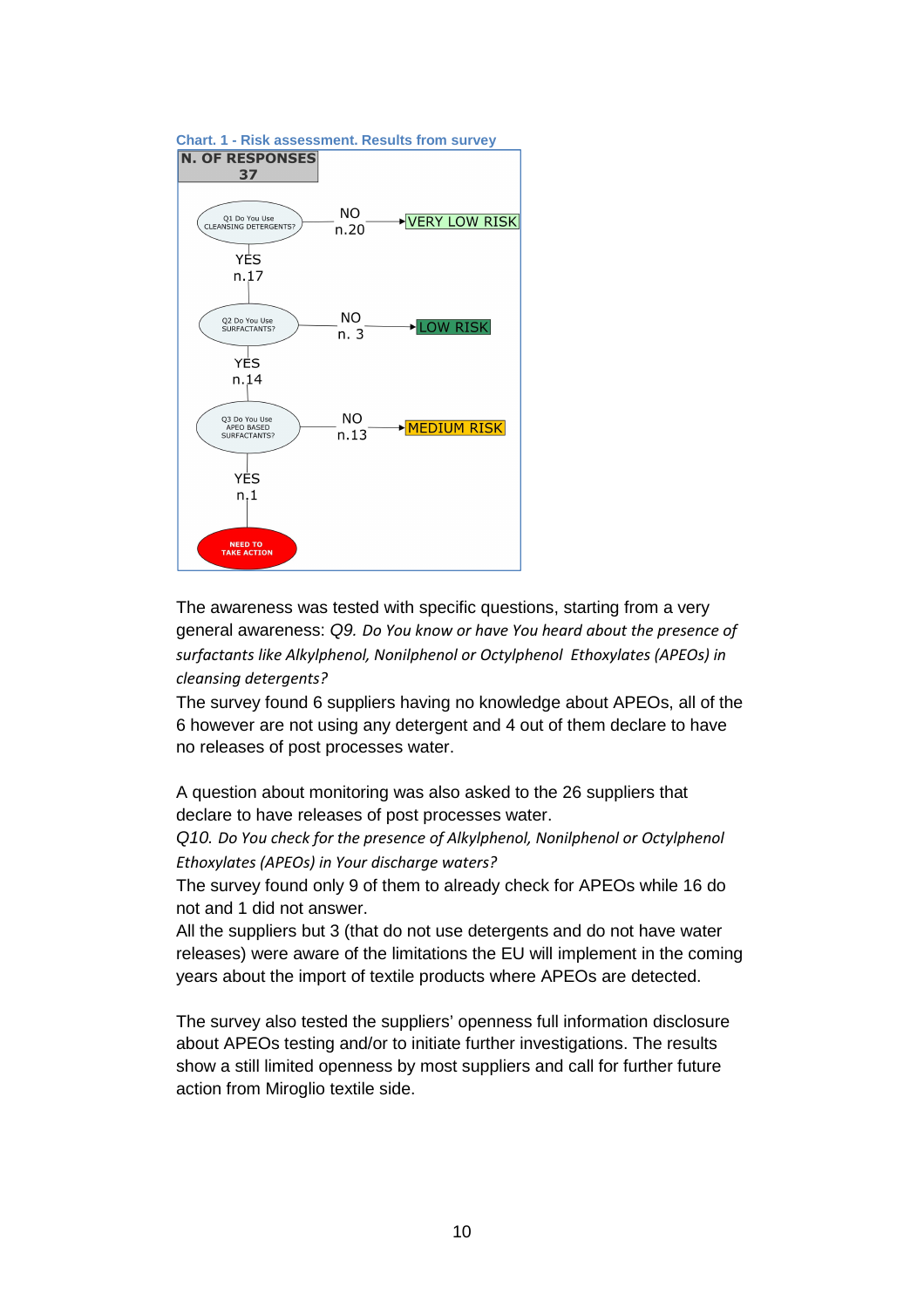Chart. 1 - Risk assessment. Results from survey

N. OF RESPONSES
37

Q1 Do You Use CLEANSING DETERGENTS? — NO n.20 → VERY LOW RISK

YES n.17

Q2 Do You Use SURFACTANTS? — NO n. 3 → LOW RISK

YES n.14

Q3 Do You Use APEO BASED SURFACTANTS? — NO n.13 → MEDIUM RISK

YES n.1

NEED TO TAKE ACTION

The awareness was tested with specific questions, starting from a very general awareness: *Q9. Do You know or have You heard about the presence of surfactants like Alkylphenol, Nonilphenol or Octylphenol Ethoxylates (APEOs) in cleansing detergents?*

The survey found 6 suppliers having no knowledge about APEOs, all of the 6 however are not using any detergent and 4 out of them declare to have no releases of post processes water.

A question about monitoring was also asked to the 26 suppliers that declare to have releases of post processes water.

*Q10. Do You check for the presence of Alkylphenol, Nonilphenol or Octylphenol Ethoxylates (APEOs) in Your discharge waters?*

The survey found only 9 of them to already check for APEOs while 16 do not and 1 did not answer.

All the suppliers but 3 (that do not use detergents and do not have water releases) were aware of the limitations the EU will implement in the coming years about the import of textile products where APEOs are detected.

The survey also tested the suppliers' openness full information disclosure about APEOs testing and/or to initiate further investigations. The results show a still limited openness by most suppliers and call for further future action from Miroglio textile side.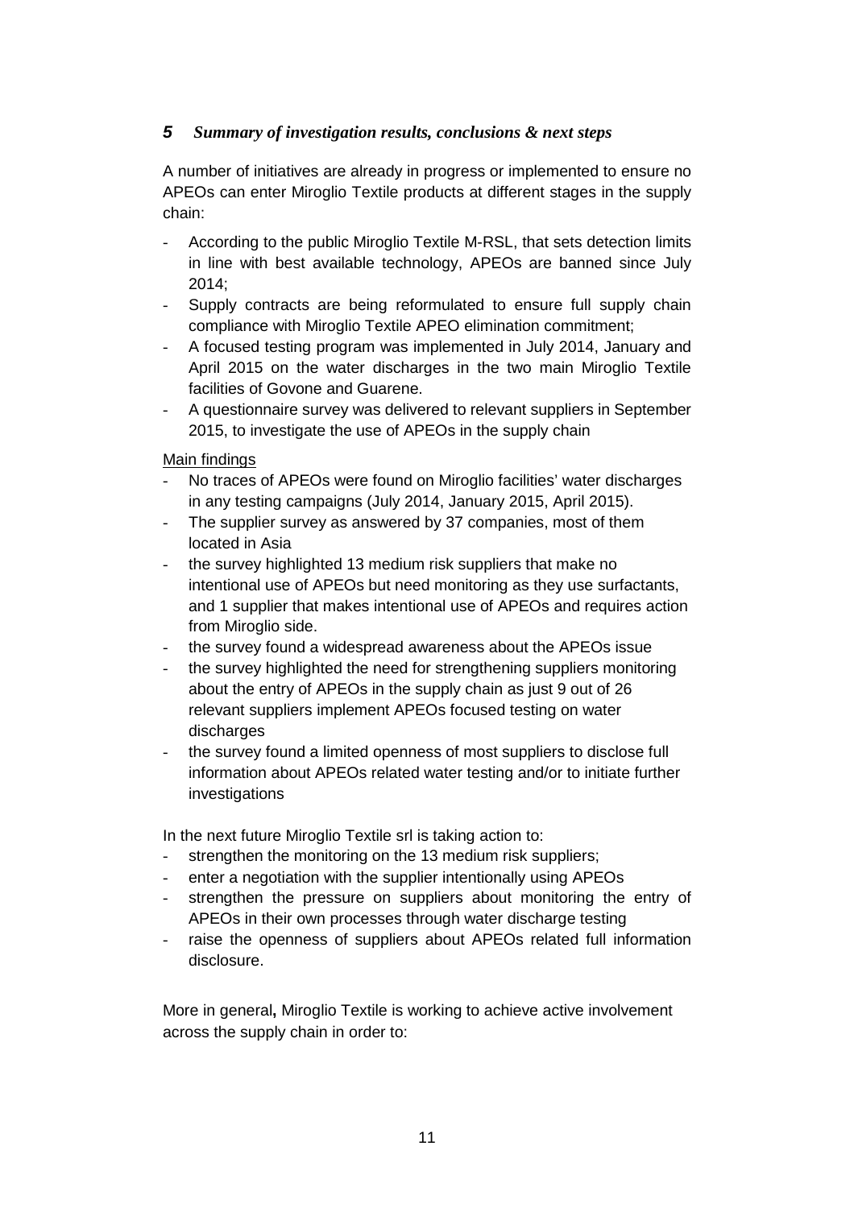## *5 Summary of investigation results, conclusions & next steps*

A number of initiatives are already in progress or implemented to ensure no APEOs can enter Miroglio Textile products at different stages in the supply chain:

- According to the public Miroglio Textile M-RSL, that sets detection limits in line with best available technology, APEOs are banned since July 2014;
- Supply contracts are being reformulated to ensure full supply chain compliance with Miroglio Textile APEO elimination commitment;
- A focused testing program was implemented in July 2014, January and April 2015 on the water discharges in the two main Miroglio Textile facilities of Govone and Guarene.
- A questionnaire survey was delivered to relevant suppliers in September 2015, to investigate the use of APEOs in the supply chain

Main findings

- No traces of APEOs were found on Miroglio facilities' water discharges in any testing campaigns (July 2014, January 2015, April 2015).
- The supplier survey as answered by 37 companies, most of them located in Asia
- the survey highlighted 13 medium risk suppliers that make no intentional use of APEOs but need monitoring as they use surfactants, and 1 supplier that makes intentional use of APEOs and requires action from Miroglio side.
- the survey found a widespread awareness about the APEOs issue
- the survey highlighted the need for strengthening suppliers monitoring about the entry of APEOs in the supply chain as just 9 out of 26 relevant suppliers implement APEOs focused testing on water discharges
- the survey found a limited openness of most suppliers to disclose full information about APEOs related water testing and/or to initiate further investigations

In the next future Miroglio Textile srl is taking action to:

- strengthen the monitoring on the 13 medium risk suppliers;
- enter a negotiation with the supplier intentionally using APEOs
- strengthen the pressure on suppliers about monitoring the entry of APEOs in their own processes through water discharge testing
- raise the openness of suppliers about APEOs related full information disclosure.

More in general**,** Miroglio Textile is working to achieve active involvement across the supply chain in order to: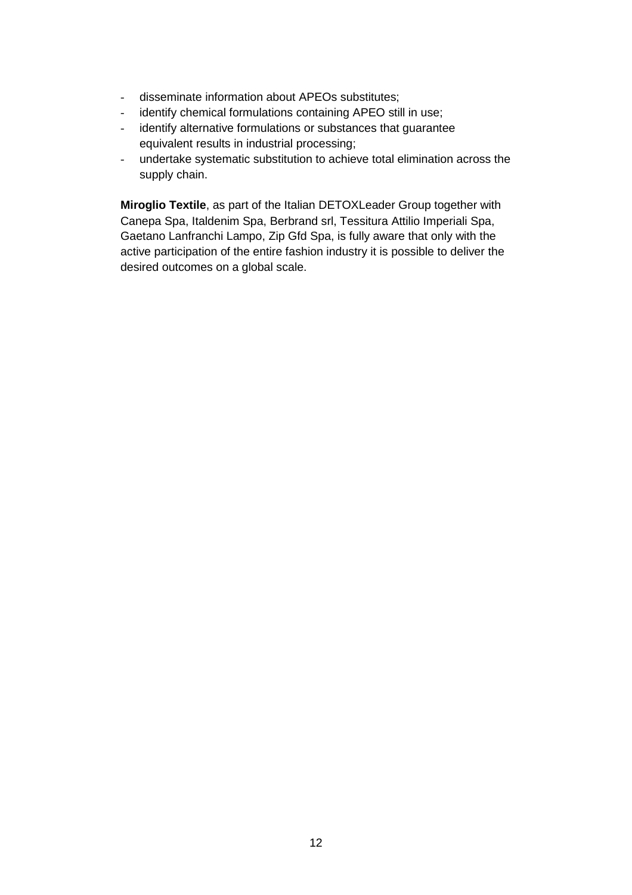- disseminate information about APEOs substitutes;
- identify chemical formulations containing APEO still in use;
- identify alternative formulations or substances that guarantee equivalent results in industrial processing;
- undertake systematic substitution to achieve total elimination across the supply chain.

**Miroglio Textile**, as part of the Italian DETOXLeader Group together with Canepa Spa, Italdenim Spa, Berbrand srl, Tessitura Attilio Imperiali Spa, Gaetano Lanfranchi Lampo, Zip Gfd Spa, is fully aware that only with the active participation of the entire fashion industry it is possible to deliver the desired outcomes on a global scale.